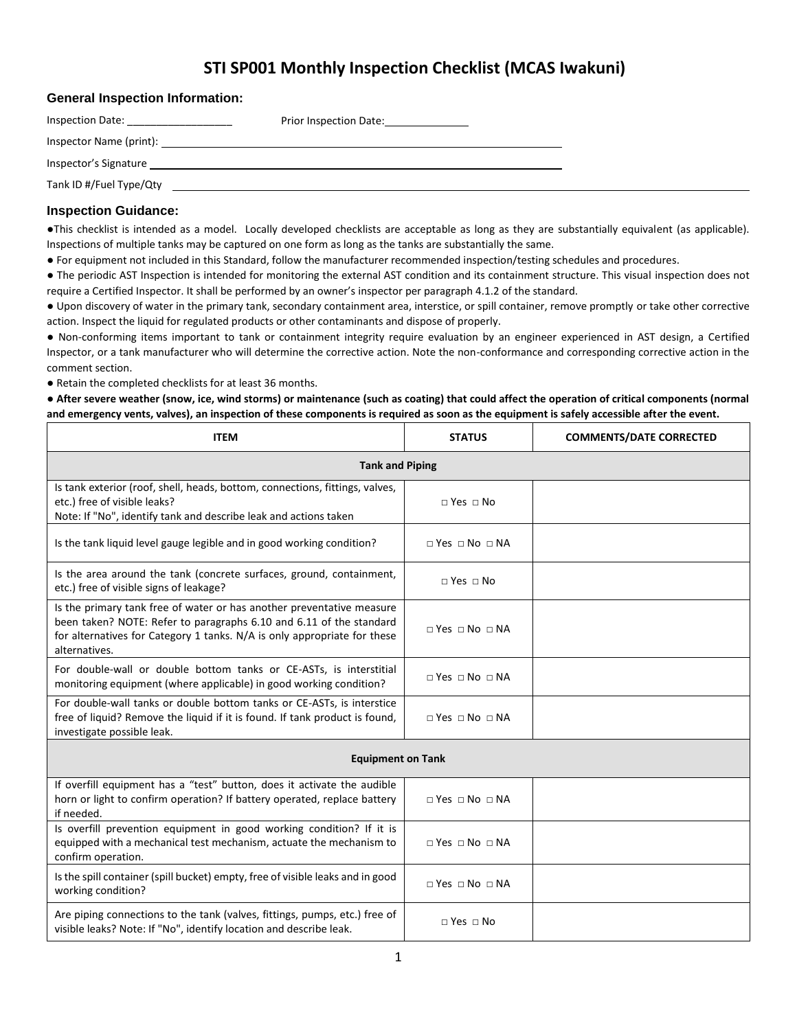# STI SP001 Monthly Inspection Checklist (MCAS Iwakuni)

## General Inspection Information:

Inspection Date: __________________ Prior Inspection Date: ______________

Inspector Name (print): ____________________________________________

Inspector's Signature ____________________________________________

Tank ID #/Fuel Type/Qty ____________________________________________

## Inspection Guidance:

- This checklist is intended as a model. Locally developed checklists are acceptable as long as they are substantially equivalent (as applicable). Inspections of multiple tanks may be captured on one form as long as the tanks are substantially the same.
- For equipment not included in this Standard, follow the manufacturer recommended inspection/testing schedules and procedures.
- The periodic AST Inspection is intended for monitoring the external AST condition and its containment structure. This visual inspection does not require a Certified Inspector. It shall be performed by an owner's inspector per paragraph 4.1.2 of the standard.
- Upon discovery of water in the primary tank, secondary containment area, interstice, or spill container, remove promptly or take other corrective action. Inspect the liquid for regulated products or other contaminants and dispose of properly.
- Non-conforming items important to tank or containment integrity require evaluation by an engineer experienced in AST design, a Certified Inspector, or a tank manufacturer who will determine the corrective action. Note the non-conformance and corresponding corrective action in the comment section.
- Retain the completed checklists for at least 36 months.
- **After severe weather (snow, ice, wind storms) or maintenance (such as coating) that could affect the operation of critical components (normal and emergency vents, valves), an inspection of these components is required as soon as the equipment is safely accessible after the event.**

| ITEM | STATUS | COMMENTS/DATE CORRECTED |
|---|---|---|
| **Tank and Piping** | | |
| Is tank exterior (roof, shell, heads, bottom, connections, fittings, valves, etc.) free of visible leaks?<br>Note: If "No", identify tank and describe leak and actions taken | □ Yes □ No | |
| Is the tank liquid level gauge legible and in good working condition? | □ Yes □ No □ NA | |
| Is the area around the tank (concrete surfaces, ground, containment, etc.) free of visible signs of leakage? | □ Yes □ No | |
| Is the primary tank free of water or has another preventative measure been taken? NOTE: Refer to paragraphs 6.10 and 6.11 of the standard for alternatives for Category 1 tanks. N/A is only appropriate for these alternatives. | □ Yes □ No □ NA | |
| For double-wall or double bottom tanks or CE-ASTs, is interstitial monitoring equipment (where applicable) in good working condition? | □ Yes □ No □ NA | |
| For double-wall tanks or double bottom tanks or CE-ASTs, is interstice free of liquid? Remove the liquid if it is found. If tank product is found, investigate possible leak. | □ Yes □ No □ NA | |
| **Equipment on Tank** | | |
| If overfill equipment has a "test" button, does it activate the audible horn or light to confirm operation? If battery operated, replace battery if needed. | □ Yes □ No □ NA | |
| Is overfill prevention equipment in good working condition? If it is equipped with a mechanical test mechanism, actuate the mechanism to confirm operation. | □ Yes □ No □ NA | |
| Is the spill container (spill bucket) empty, free of visible leaks and in good working condition? | □ Yes □ No □ NA | |
| Are piping connections to the tank (valves, fittings, pumps, etc.) free of visible leaks? Note: If "No", identify location and describe leak. | □ Yes □ No | |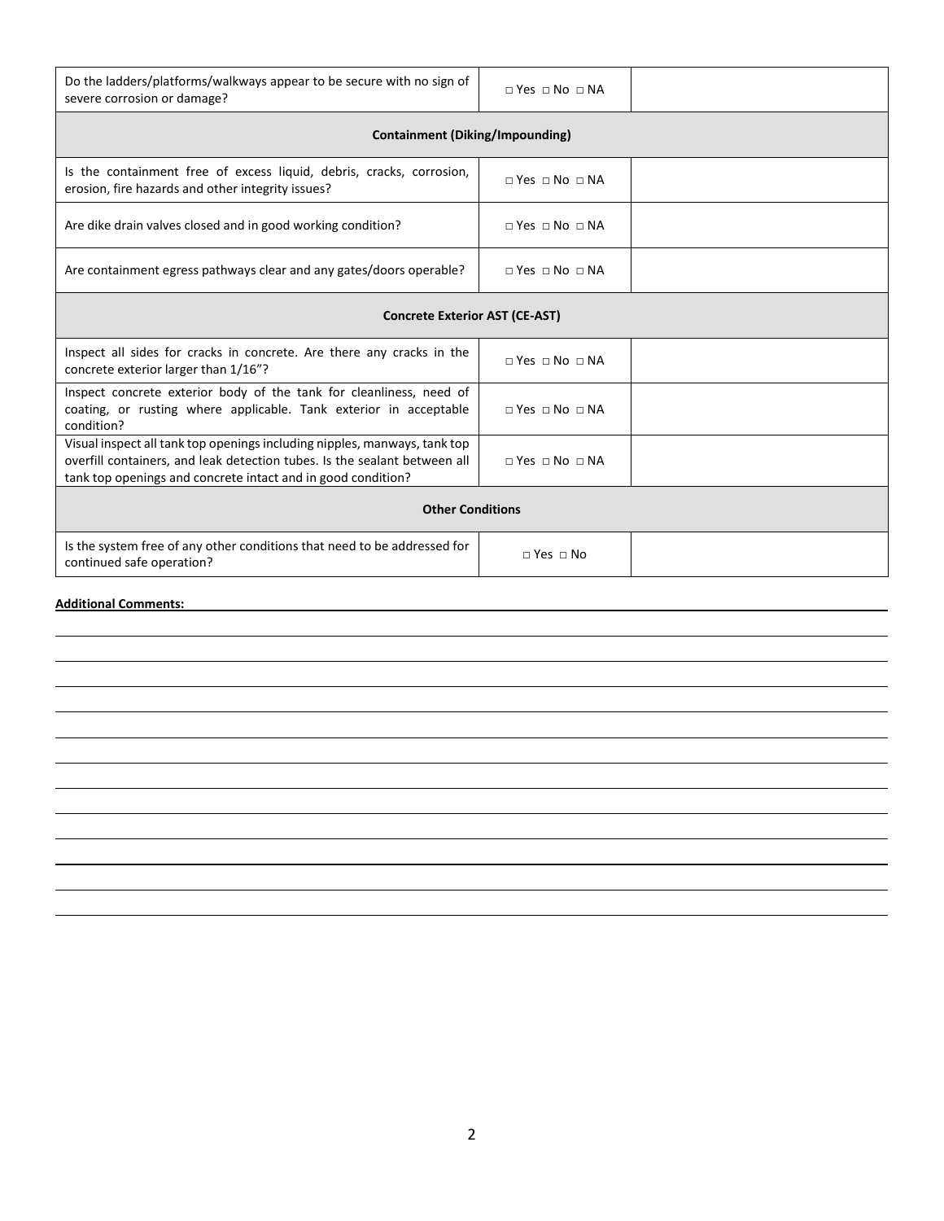| | | |
|---|---|---|
| Do the ladders/platforms/walkways appear to be secure with no sign of severe corrosion or damage? | □ Yes □ No □ NA | |
| **Containment (Diking/Impounding)** | | |
| Is the containment free of excess liquid, debris, cracks, corrosion, erosion, fire hazards and other integrity issues? | □ Yes □ No □ NA | |
| Are dike drain valves closed and in good working condition? | □ Yes □ No □ NA | |
| Are containment egress pathways clear and any gates/doors operable? | □ Yes □ No □ NA | |
| **Concrete Exterior AST (CE-AST)** | | |
| Inspect all sides for cracks in concrete. Are there any cracks in the concrete exterior larger than 1/16"? | □ Yes □ No □ NA | |
| Inspect concrete exterior body of the tank for cleanliness, need of coating, or rusting where applicable. Tank exterior in acceptable condition? | □ Yes □ No □ NA | |
| Visual inspect all tank top openings including nipples, manways, tank top overfill containers, and leak detection tubes. Is the sealant between all tank top openings and concrete intact and in good condition? | □ Yes □ No □ NA | |
| **Other Conditions** | | |
| Is the system free of any other conditions that need to be addressed for continued safe operation? | □ Yes □ No | |

**Additional Comments:**